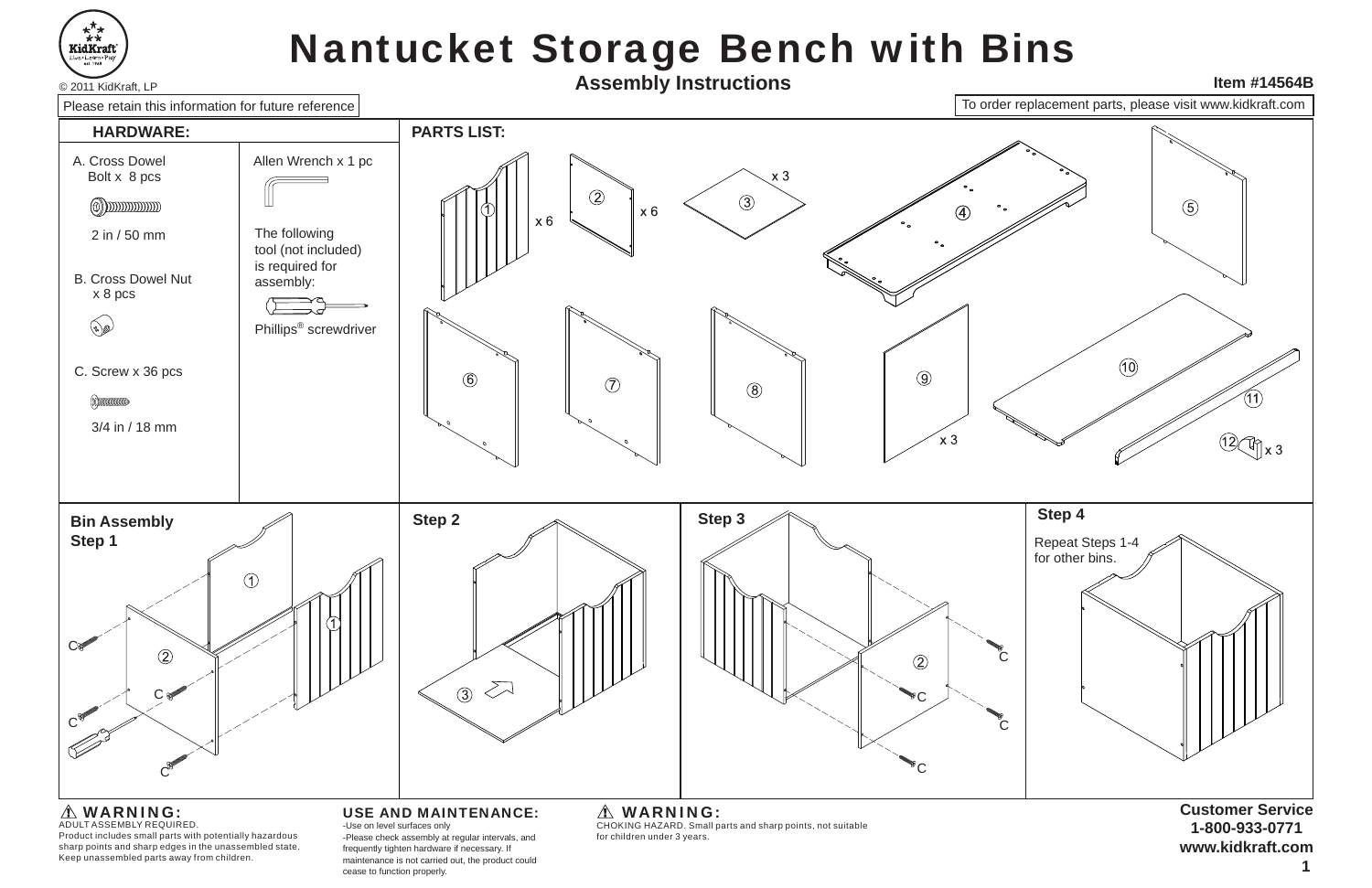# Nantucket Storage Bench with Bins

© 2011 KidKraft, LP

## Assembly Instructions

**Item #14564B**

Please retain this information for future reference

To order replacement parts, please visit www.kidkraft.com

### HARDWARE:

A. Cross Dowel Bolt x 8 pcs

2 in / 50 mm

B. Cross Dowel Nut x 8 pcs

C. Screw x 36 pcs

3/4 in / 18 mm

Allen Wrench x 1 pc

The following tool (not included) is required for assembly:

Phillips® screwdriver

### PARTS LIST:

1 x 6

2 x 6

3 x 3

4

5

6

7

8

9 x 3

10

11

12 x 3

### Bin Assembly

**Step 1**

**Step 2**

**Step 3**

**Step 4**

Repeat Steps 1-4 for other bins.

**⚠ WARNING:**
ADULT ASSEMBLY REQUIRED.
Product includes small parts with potentially hazardous sharp points and sharp edges in the unassembled state. Keep unassembled parts away from children.

**USE AND MAINTENANCE:**
-Use on level surfaces only
-Please check assembly at regular intervals, and frequently tighten hardware if necessary. If maintenance is not carried out, the product could cease to function properly.

**⚠ WARNING:**
CHOKING HAZARD. Small parts and sharp points, not suitable for children under 3 years.

**Customer Service**
**1-800-933-0771**
**www.kidkraft.com**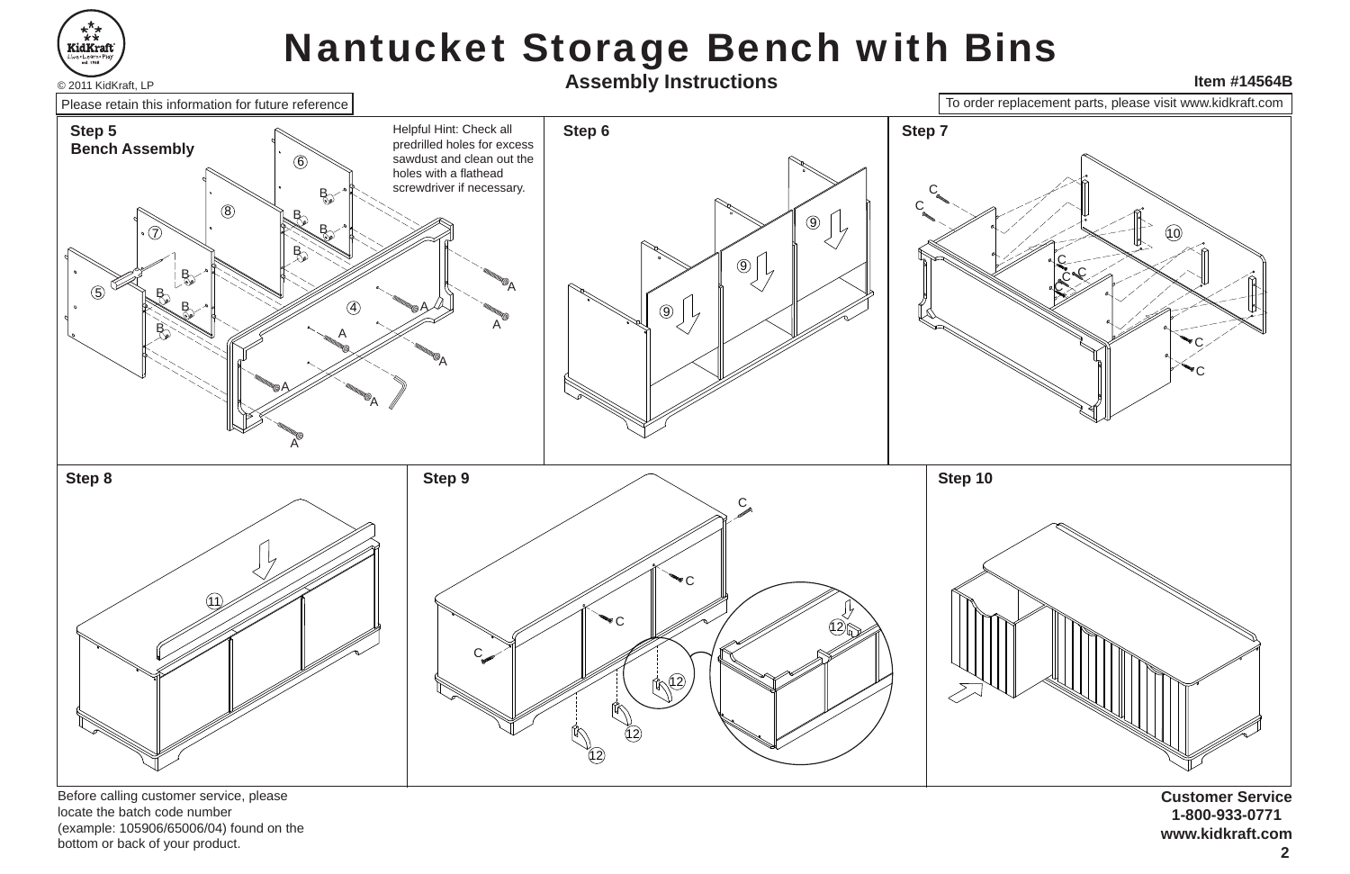# Nantucket Storage Bench with Bins

© 2011 KidKraft, LP

**Assembly Instructions**

**Item #14564B**

Please retain this information for future reference

To order replacement parts, please visit www.kidkraft.com

**Step 5**
**Bench Assembly**

Helpful Hint: Check all predrilled holes for excess sawdust and clean out the holes with a flathead screwdriver if necessary.

**Step 6**

**Step 7**

**Step 8**

**Step 9**

**Step 10**

Before calling customer service, please locate the batch code number (example: 105906/65006/04) found on the bottom or back of your product.

**Customer Service**
**1-800-933-0771**
**www.kidkraft.com**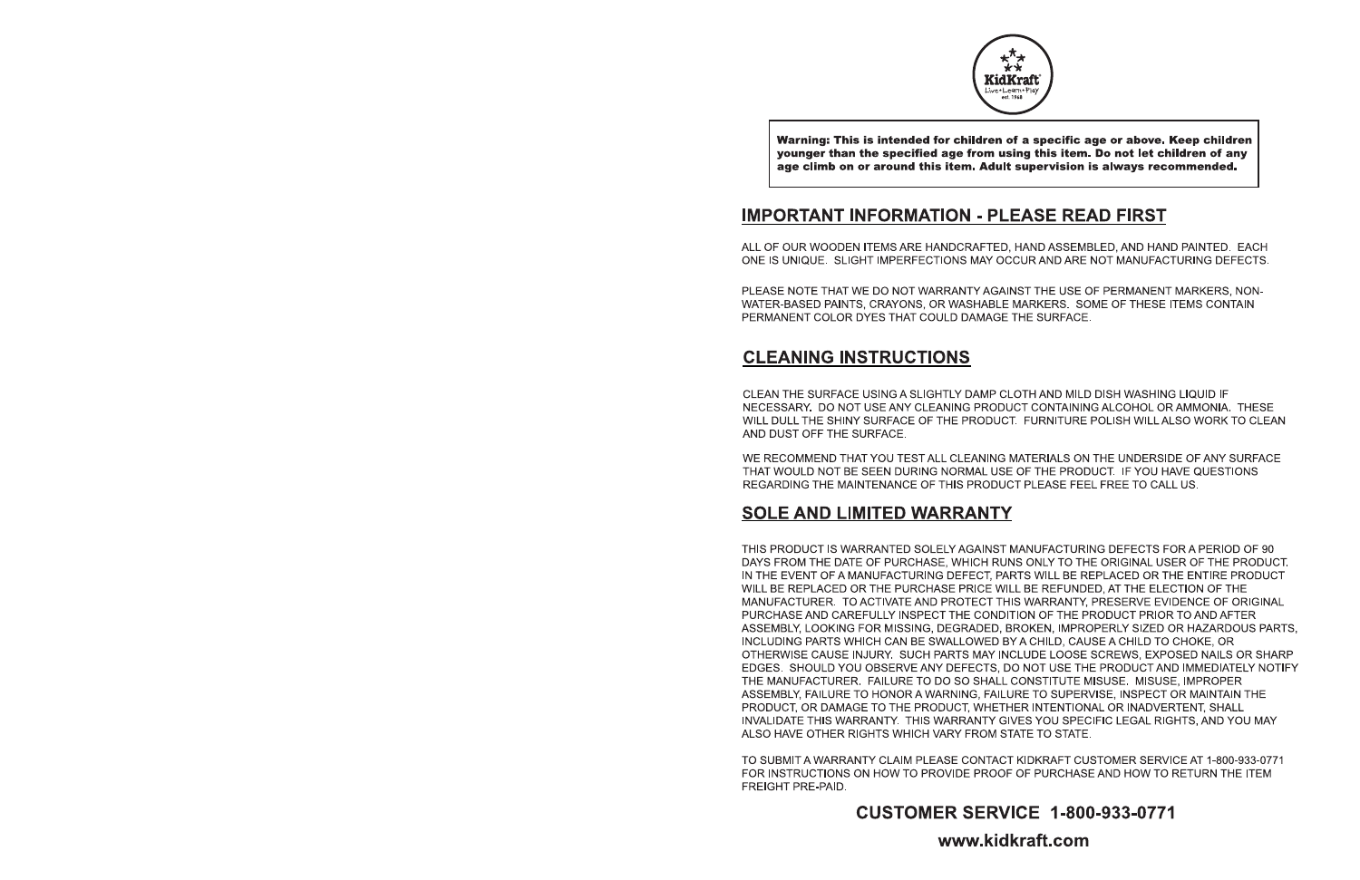KidKraft
Live • Learn • Play
est. 1968

**Warning: This is intended for children of a specific age or above. Keep children younger than the specified age from using this item. Do not let children of any age climb on or around this item. Adult supervision is always recommended.**

## IMPORTANT INFORMATION - PLEASE READ FIRST

ALL OF OUR WOODEN ITEMS ARE HANDCRAFTED, HAND ASSEMBLED, AND HAND PAINTED. EACH ONE IS UNIQUE. SLIGHT IMPERFECTIONS MAY OCCUR AND ARE NOT MANUFACTURING DEFECTS.

PLEASE NOTE THAT WE DO NOT WARRANTY AGAINST THE USE OF PERMANENT MARKERS, NON-WATER-BASED PAINTS, CRAYONS, OR WASHABLE MARKERS. SOME OF THESE ITEMS CONTAIN PERMANENT COLOR DYES THAT COULD DAMAGE THE SURFACE.

## CLEANING INSTRUCTIONS

CLEAN THE SURFACE USING A SLIGHTLY DAMP CLOTH AND MILD DISH WASHING LIQUID IF NECESSARY. DO NOT USE ANY CLEANING PRODUCT CONTAINING ALCOHOL OR AMMONIA. THESE WILL DULL THE SHINY SURFACE OF THE PRODUCT. FURNITURE POLISH WILL ALSO WORK TO CLEAN AND DUST OFF THE SURFACE.

WE RECOMMEND THAT YOU TEST ALL CLEANING MATERIALS ON THE UNDERSIDE OF ANY SURFACE THAT WOULD NOT BE SEEN DURING NORMAL USE OF THE PRODUCT. IF YOU HAVE QUESTIONS REGARDING THE MAINTENANCE OF THIS PRODUCT PLEASE FEEL FREE TO CALL US.

## SOLE AND LIMITED WARRANTY

THIS PRODUCT IS WARRANTED SOLELY AGAINST MANUFACTURING DEFECTS FOR A PERIOD OF 90 DAYS FROM THE DATE OF PURCHASE, WHICH RUNS ONLY TO THE ORIGINAL USER OF THE PRODUCT. IN THE EVENT OF A MANUFACTURING DEFECT, PARTS WILL BE REPLACED OR THE ENTIRE PRODUCT WILL BE REPLACED OR THE PURCHASE PRICE WILL BE REFUNDED, AT THE ELECTION OF THE MANUFACTURER. TO ACTIVATE AND PROTECT THIS WARRANTY, PRESERVE EVIDENCE OF ORIGINAL PURCHASE AND CAREFULLY INSPECT THE CONDITION OF THE PRODUCT PRIOR TO AND AFTER ASSEMBLY, LOOKING FOR MISSING, DEGRADED, BROKEN, IMPROPERLY SIZED OR HAZARDOUS PARTS, INCLUDING PARTS WHICH CAN BE SWALLOWED BY A CHILD, CAUSE A CHILD TO CHOKE, OR OTHERWISE CAUSE INJURY. SUCH PARTS MAY INCLUDE LOOSE SCREWS, EXPOSED NAILS OR SHARP EDGES. SHOULD YOU OBSERVE ANY DEFECTS, DO NOT USE THE PRODUCT AND IMMEDIATELY NOTIFY THE MANUFACTURER. FAILURE TO DO SO SHALL CONSTITUTE MISUSE. MISUSE, IMPROPER ASSEMBLY, FAILURE TO HONOR A WARNING, FAILURE TO SUPERVISE, INSPECT OR MAINTAIN THE PRODUCT, OR DAMAGE TO THE PRODUCT, WHETHER INTENTIONAL OR INADVERTENT, SHALL INVALIDATE THIS WARRANTY. THIS WARRANTY GIVES YOU SPECIFIC LEGAL RIGHTS, AND YOU MAY ALSO HAVE OTHER RIGHTS WHICH VARY FROM STATE TO STATE.

TO SUBMIT A WARRANTY CLAIM PLEASE CONTACT KIDKRAFT CUSTOMER SERVICE AT 1-800-933-0771 FOR INSTRUCTIONS ON HOW TO PROVIDE PROOF OF PURCHASE AND HOW TO RETURN THE ITEM FREIGHT PRE-PAID.

**CUSTOMER SERVICE 1-800-933-0771**

**www.kidkraft.com**